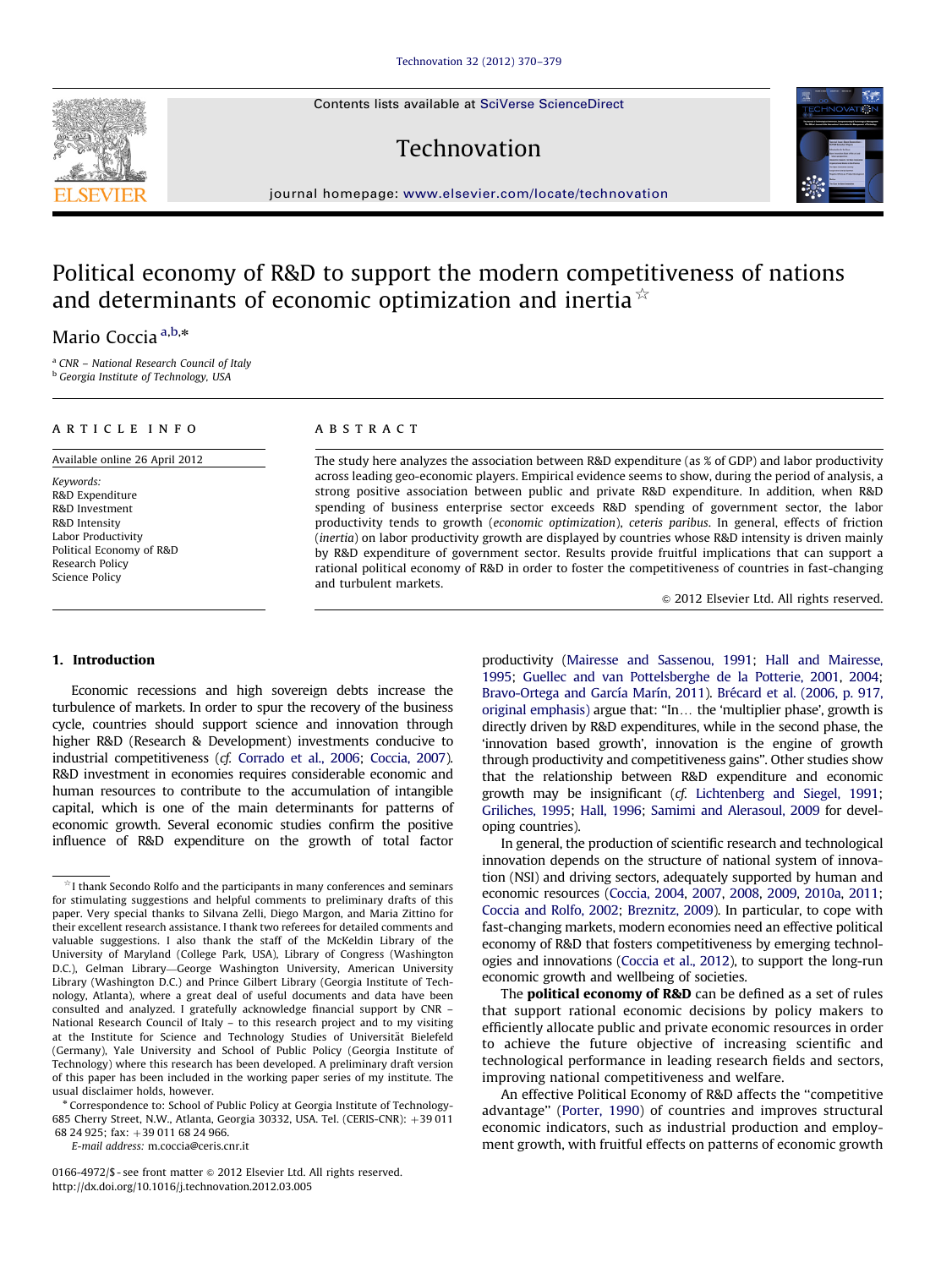# Political economy of R&D to support the modern competitiveness of nations and determinants of economic optimization and inertia ☆

Mario Coccia [a,b,*]

[a] CNR – National Research Council of Italy
[b] Georgia Institute of Technology, USA

**ARTICLE INFO**

Available online 26 April 2012

*Keywords:*
R&D Expenditure
R&D Investment
R&D Intensity
Labor Productivity
Political Economy of R&D
Research Policy
Science Policy

**ABSTRACT**

The study here analyzes the association between R&D expenditure (as % of GDP) and labor productivity across leading geo-economic players. Empirical evidence seems to show, during the period of analysis, a strong positive association between public and private R&D expenditure. In addition, when R&D spending of business enterprise sector exceeds R&D spending of government sector, the labor productivity tends to growth (*economic optimization*), *ceteris paribus*. In general, effects of friction (*inertia*) on labor productivity growth are displayed by countries whose R&D intensity is driven mainly by R&D expenditure of government sector. Results provide fruitful implications that can support a rational political economy of R&D in order to foster the competitiveness of countries in fast-changing and turbulent markets.

© 2012 Elsevier Ltd. All rights reserved.

## 1. Introduction

Economic recessions and high sovereign debts increase the turbulence of markets. In order to spur the recovery of the business cycle, countries should support science and innovation through higher R&D (Research & Development) investments conducive to industrial competitiveness (*cf.* Corrado et al., 2006; Coccia, 2007). R&D investment in economies requires considerable economic and human resources to contribute to the accumulation of intangible capital, which is one of the main determinants for patterns of economic growth. Several economic studies confirm the positive influence of R&D expenditure on the growth of total factor productivity (Mairesse and Sassenou, 1991; Hall and Mairesse, 1995; Guellec and van Pottelsberghe de la Potterie, 2001, 2004; Bravo-Ortega and García Marín, 2011). Brécard et al. (2006, p. 917, original emphasis) argue that: "In… the 'multiplier phase', growth is directly driven by R&D expenditures, while in the second phase, the 'innovation based growth', innovation is the engine of growth through productivity and competitiveness gains". Other studies show that the relationship between R&D expenditure and economic growth may be insignificant (*cf.* Lichtenberg and Siegel, 1991; Griliches, 1995; Hall, 1996; Samimi and Alerasoul, 2009 for developing countries).

In general, the production of scientific research and technological innovation depends on the structure of national system of innovation (NSI) and driving sectors, adequately supported by human and economic resources (Coccia, 2004, 2007, 2008, 2009, 2010a, 2011; Coccia and Rolfo, 2002; Breznitz, 2009). In particular, to cope with fast-changing markets, modern economies need an effective political economy of R&D that fosters competitiveness by emerging technologies and innovations (Coccia et al., 2012), to support the long-run economic growth and wellbeing of societies.

The **political economy of R&D** can be defined as a set of rules that support rational economic decisions by policy makers to efficiently allocate public and private economic resources in order to achieve the future objective of increasing scientific and technological performance in leading research fields and sectors, improving national competitiveness and welfare.

An effective Political Economy of R&D affects the "competitive advantage" (Porter, 1990) of countries and improves structural economic indicators, such as industrial production and employment growth, with fruitful effects on patterns of economic growth

---

☆ I thank Secondo Rolfo and the participants in many conferences and seminars for stimulating suggestions and helpful comments to preliminary drafts of this paper. Very special thanks to Silvana Zelli, Diego Margon, and Maria Zittino for their excellent research assistance. I thank two referees for detailed comments and valuable suggestions. I also thank the staff of the McKeldin Library of the University of Maryland (College Park, USA), Library of Congress (Washington D.C.), Gelman Library—George Washington University, American University Library (Washington D.C.) and Prince Gilbert Library (Georgia Institute of Technology, Atlanta), where a great deal of useful documents and data have been consulted and analyzed. I gratefully acknowledge financial support by CNR – National Research Council of Italy – to this research project and to my visiting at the Institute for Science and Technology Studies of Universität Bielefeld (Germany), Yale University and School of Public Policy (Georgia Institute of Technology) where this research has been developed. A preliminary draft version of this paper has been included in the working paper series of my institute. The usual disclaimer holds, however.

\* Correspondence to: School of Public Policy at Georgia Institute of Technology-685 Cherry Street, N.W., Atlanta, Georgia 30332, USA. Tel. (CERIS-CNR): +39 011 68 24 925; fax: +39 011 68 24 966.

*E-mail address:* m.coccia@ceris.cnr.it

0166-4972/$ - see front matter © 2012 Elsevier Ltd. All rights reserved.
http://dx.doi.org/10.1016/j.technovation.2012.03.005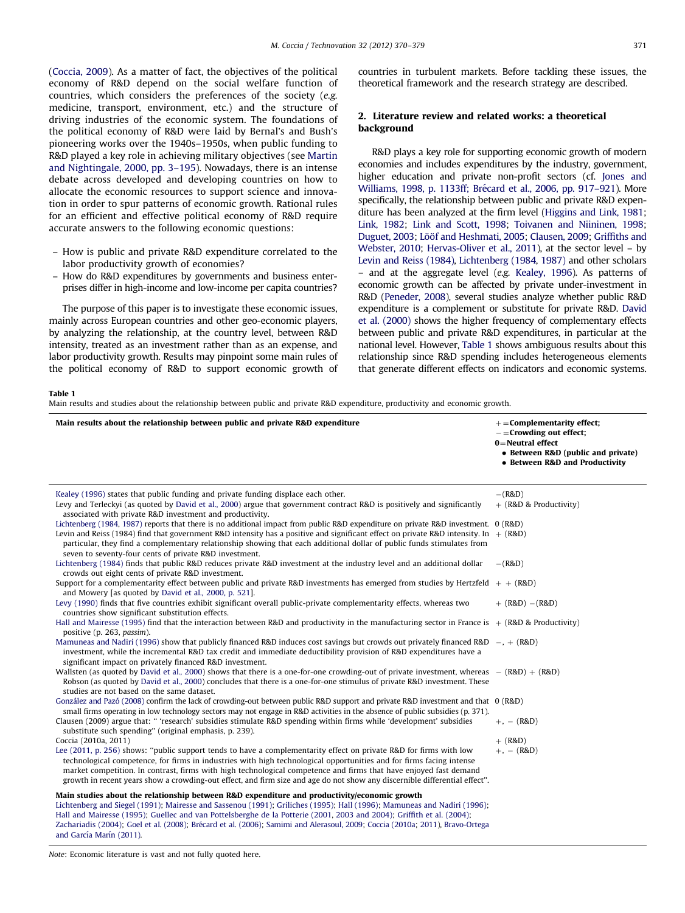(Coccia, 2009). As a matter of fact, the objectives of the political economy of R&D depend on the social welfare function of countries, which considers the preferences of the society (*e.g.* medicine, transport, environment, etc.) and the structure of driving industries of the economic system. The foundations of the political economy of R&D were laid by Bernal's and Bush's pioneering works over the 1940s–1950s, when public funding to R&D played a key role in achieving military objectives (see Martin and Nightingale, 2000, pp. 3–195). Nowadays, there is an intense debate across developed and developing countries on how to allocate the economic resources to support science and innovation in order to spur patterns of economic growth. Rational rules for an efficient and effective political economy of R&D require accurate answers to the following economic questions:

- How is public and private R&D expenditure correlated to the labor productivity growth of economies?
- How do R&D expenditures by governments and business enterprises differ in high-income and low-income per capita countries?

The purpose of this paper is to investigate these economic issues, mainly across European countries and other geo-economic players, by analyzing the relationship, at the country level, between R&D intensity, treated as an investment rather than as an expense, and labor productivity growth. Results may pinpoint some main rules of the political economy of R&D to support economic growth of countries in turbulent markets. Before tackling these issues, the theoretical framework and the research strategy are described.

## 2. Literature review and related works: a theoretical background

R&D plays a key role for supporting economic growth of modern economies and includes expenditures by the industry, government, higher education and private non-profit sectors (cf. Jones and Williams, 1998, p. 1133ff; Brécard et al., 2006, pp. 917–921). More specifically, the relationship between public and private R&D expenditure has been analyzed at the firm level (Higgins and Link, 1981; Link, 1982; Link and Scott, 1998; Toivanen and Niininen, 1998; Duguet, 2003; Lööf and Heshmati, 2005; Clausen, 2009; Griffiths and Webster, 2010; Hervas-Oliver et al., 2011), at the sector level – by Levin and Reiss (1984), Lichtenberg (1984, 1987) and other scholars – and at the aggregate level (*e.g.* Kealey, 1996). As patterns of economic growth can be affected by private under-investment in R&D (Peneder, 2008), several studies analyze whether public R&D expenditure is a complement or substitute for private R&D. David et al. (2000) shows the higher frequency of complementary effects between public and private R&D expenditures, in particular at the national level. However, Table 1 shows ambiguous results about this relationship since R&D spending includes heterogeneous elements that generate different effects on indicators and economic systems.

**Table 1**
Main results and studies about the relationship between public and private R&D expenditure, productivity and economic growth.

| **Main results about the relationship between public and private R&D expenditure** | **+ = Complementarity effect; − = Crowding out effect; 0 = Neutral effect** • **Between R&D (public and private)** • **Between R&D and Productivity** |
|---|---|
| Kealey (1996) states that public funding and private funding displace each other. | −(R&D) |
| Levy and Terleckyi (as quoted by David et al., 2000) argue that government contract R&D is positively and significantly associated with private R&D investment and productivity. | + (R&D & Productivity) |
| Lichtenberg (1984, 1987) reports that there is no additional impact from public R&D expenditure on private R&D investment. | 0 (R&D) |
| Levin and Reiss (1984) find that government R&D intensity has a positive and significant effect on private R&D intensity. In particular, they find a complementary relationship showing that each additional dollar of public funds stimulates from seven to seventy-four cents of private R&D investment. | + (R&D) |
| Lichtenberg (1984) finds that public R&D reduces private R&D investment at the industry level and an additional dollar crowds out eight cents of private R&D investment. | −(R&D) |
| Support for a complementarity effect between public and private R&D investments has emerged from studies by Hertzfeld and Mowery [as quoted by David et al., 2000, p. 521]. | + + (R&D) |
| Levy (1990) finds that five countries exhibit significant overall public-private complementarity effects, whereas two countries show significant substitution effects. | + (R&D) −(R&D) |
| Hall and Mairesse (1995) find that the interaction between R&D and productivity in the manufacturing sector in France is positive (p. 263, *passim*). | + (R&D & Productivity) |
| Mamuneas and Nadiri (1996) show that publicly financed R&D induces cost savings but crowds out privately financed R&D investment, while the incremental R&D tax credit and immediate deductibility provision of R&D expenditures have a significant impact on privately financed R&D investment. | −, + (R&D) |
| Wallsten (as quoted by David et al., 2000) shows that there is a one-for-one crowding-out of private investment, whereas Robson (as quoted by David et al., 2000) concludes that there is a one-for-one stimulus of private R&D investment. These studies are not based on the same dataset. | − (R&D) + (R&D) |
| González and Pazó (2008) confirm the lack of crowding-out between public R&D support and private R&D investment and that small firms operating in low technology sectors may not engage in R&D activities in the absence of public subsidies (p. 371). | 0 (R&D) |
| Clausen (2009) argue that: " 'research' subsidies stimulate R&D spending within firms while 'development' subsidies substitute such spending" (original emphasis, p. 239). | +, − (R&D) |
| Coccia (2010a, 2011) | + (R&D) |
| Lee (2011, p. 256) shows: "public support tends to have a complementarity effect on private R&D for firms with low technological competence, for firms in industries with high technological opportunities and for firms facing intense market competition. In contrast, firms with high technological competence and firms that have enjoyed fast demand growth in recent years show a crowding-out effect, and firm size and age do not show any discernible differential effect". | +, − (R&D) |
| **Main studies about the relationship between R&D expenditure and productivity/economic growth** | |
| Lichtenberg and Siegel (1991); Mairesse and Sassenou (1991); Griliches (1995); Hall (1996); Mamuneas and Nadiri (1996); Hall and Mairesse (1995); Guellec and van Pottelsberghe de la Potterie (2001, 2003 and 2004); Griffith et al. (2004); Zachariadis (2004); Goel et al. (2008); Brécard et al. (2006); Samimi and Alerasoul, 2009; Coccia (2010a; 2011), Bravo-Ortega and García Marín (2011). | |

*Note*: Economic literature is vast and not fully quoted here.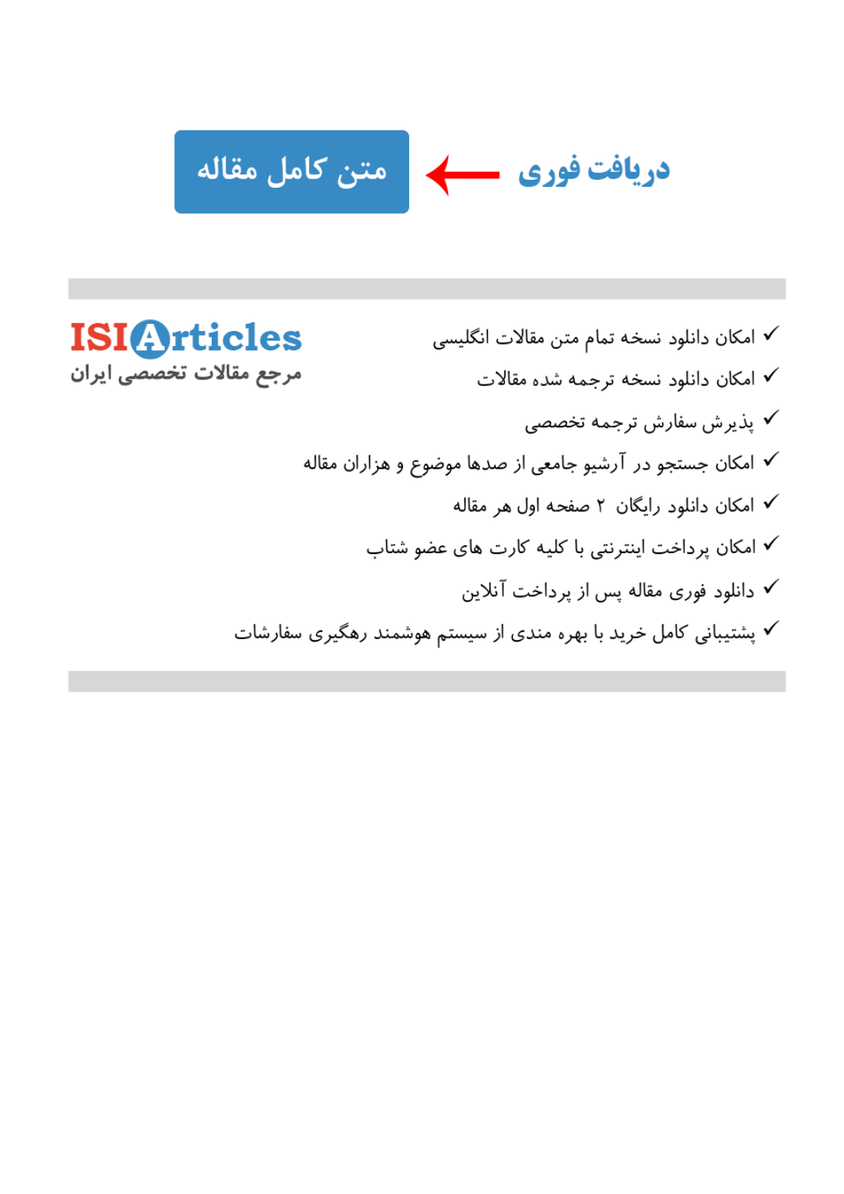دریافت فوری ← متن کامل مقاله

**ISIArticles**
مرجع مقالات تخصصی ایران

- ✓ امکان دانلود نسخه تمام متن مقالات انگلیسی
- ✓ امکان دانلود نسخه ترجمه شده مقالات
- ✓ پذیرش سفارش ترجمه تخصصی
- ✓ امکان جستجو در آرشیو جامعی از صدها موضوع و هزاران مقاله
- ✓ امکان دانلود رایگان ۲ صفحه اول هر مقاله
- ✓ امکان پرداخت اینترنتی با کلیه کارت های عضو شتاب
- ✓ دانلود فوری مقاله پس از پرداخت آنلاین
- ✓ پشتیبانی کامل خرید با بهره مندی از سیستم هوشمند رهگیری سفارشات